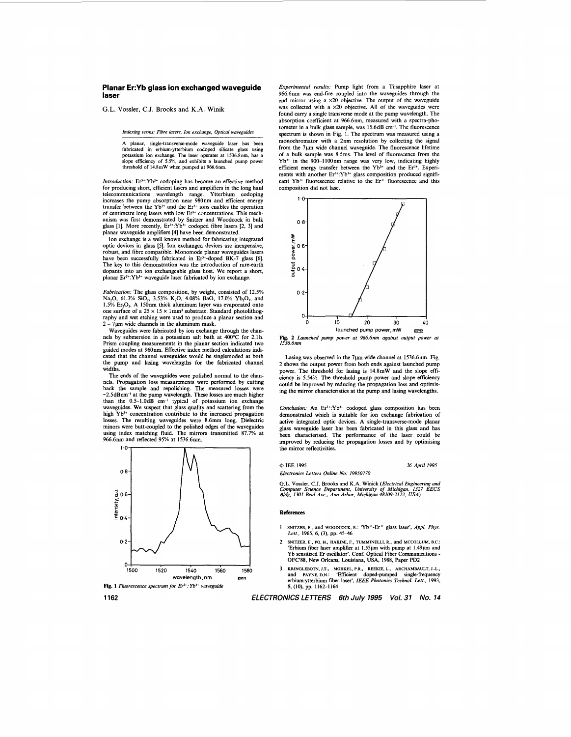# Planar Er:Yb glass ion exchanged waveguide laser

G.L. Vossler, C.J. Brooks and K.A. Winik

*Indexing terms: Fibre lasers, Ion exchange, Optical waveguides*

A planar, single-transverse-mode waveguide laser has been fabricated in erbium-ytterbium codoped silicate glass using potassium ion exchange. The laser operates at 1536.8nm, has a slope efficiency of 5.5%, and exhibits a launched pump power threshold of 14.8mW when pumped at 966.6nm.

*Introduction:* $Er^{3+}$:$Yb^{3+}$ codoping has become an effective method for producing short, efficient lasers and amplifiers in the long haul telecommunications wavelength range. Ytterbium codoping increases the pump absorption near 980nm and efficient energy transfer between the $Yb^{3+}$ and the $Er^{3+}$ ions enables the operation of centimetre long lasers with low $Er^{3+}$ concentrations. This mechanism was first demonstrated by Snitzer and Woodcock in bulk glass [1]. More recently, $Er^{3+}$:$Yb^{3+}$ codoped fibre lasers [2, 3] and planar waveguide amplifiers [4] have been demonstrated.

Ion exchange is a well known method for fabricating integrated optic devices in glass [5]. Ion exchanged devices are inexpensive, robust, and fibre compatible. Monomode planar waveguides lasers have been successfully fabricated in $Er^{3+}$-doped BK-7 glass [6]. The key to this demonstration was the introduction of rare-earth dopants into an ion exchangeable glass host. We report a short, planar $Er^{3+}$:$Yb^{3+}$ waveguide laser fabricated by ion exchange.

*Fabrication:* The glass composition, by weight, consisted of 12.5% $Na_2O$, 61.3% $SiO_2$, 3.53% $K_2O$, 4.08% BaO, 17.0% $Yb_2O_3$, and 1.5% $Er_2O_3$. A 150nm thick aluminum layer was evaporated onto one surface of a $25 \times 15 \times 1mm^3$ substrate. Standard photolithography and wet etching were used to produce a planar section and 2 – 7μm wide channels in the aluminum mask.

Waveguides were fabricated by ion exchange through the channels by submersion in a potassium salt bath at 400°C for 2.1h. Prism coupling measurements in the planar section indicated two guided modes at 960nm. Effective index method calculations indicated that the channel waveguides would be singlemoded at both the pump and lasing wavelengths for the fabricated channel widths.

The ends of the waveguides were polished normal to the channels. Propagation loss measurements were performed by cutting back the sample and repolishing. The measured losses were ~2.5dBcm$^{-1}$ at the pump wavelength. These losses are much higher than the 0.5–1.0dB cm$^{-1}$ typical of potassium ion exchange waveguides. We suspect that glass quality and scattering from the high $Yb^{3+}$ concentration contribute to the increased propagation losses. The resulting waveguides were 8.6mm long. Dielectric mirrors were butt-coupled to the polished edges of the waveguides using index matching fluid. The mirrors transmitted 87.7% at 966.6nm and reflected 95% at 1536.6nm.

Fig. 1 *Fluorescence spectrum for $Er^{3+}$:$Yb^{3+}$ waveguide*

*Experimental results:* Pump light from a Ti:sapphire laser at 966.6nm was end-fire coupled into the waveguides through the end mirror using a ×20 objective. The output of the waveguide was collected with a ×20 objective. All of the waveguides were found carry a single transverse mode at the pump wavelength. The absorption coefficient at 966.6nm, measured with a spectra-photometer in a bulk glass sample, was 15.6dB cm$^{-1}$. The fluorescence spectrum is shown in Fig. 1. The spectrum was measured using a monochromator with a 2nm resolution by collecting the signal from the 7μm wide channel waveguide. The fluorescence lifetime of a bulk sample was 8.5ms. The level of fluorescence from the $Yb^{3+}$ in the 900–1100nm range was very low, indicating highly efficient energy transfer between the $Yb^{3+}$ and the $Er^{3+}$. Experiments with another $Er^{3+}$:$Yb^{3+}$ glass composition produced significant $Yb^{3+}$ fluorescence relative to the $Er^{3+}$ fluorescence and this composition did not lase.

Fig. 2 *Launched pump power at 966.6nm against output power at 1536.6nm*

Lasing was observed in the 7μm wide channel at 1536.6nm. Fig. 2 shows the output power from both ends against launched pump power. The threshold for lasing is 14.8mW and the slope efficiency is 5.54%. The threshold pump power and slope efficiency could be improved by reducing the propagation loss and optimising the mirror characteristics at the pump and lasing wavelengths.

*Conclusion:* An $Er^{3+}$:$Yb^{3+}$ codoped glass composition has been demonstrated which is suitable for ion exchange fabrication of active integrated optic devices. A single-transverse-mode planar glass waveguide laser has been fabricated in this glass and has been characterised. The performance of the laser could be improved by reducing the propagation losses and by optimising the mirror reflectivities.

© IEE 1995 — *26 April 1995*

*Electronics Letters Online No: 19950770*

G.L. Vossler, C.J. Brooks and K.A. Winick (*Electrical Engineering and Computer Science Department, University of Michigan, 1327 EECS Bldg, 1301 Beal Ave., Ann Arbor, Michigan 48109-2122, USA*)

## References

1. SNITZER, E., and WOODCOCK, R.: '$Yb^{3+}$-$Er^{3+}$ glass laser', *Appl. Phys. Lett.*, 1965, **6**, (3), pp. 45–46
2. SNITZER, E., PO, H., HAKIMI, F., TUMMINELLI, R., and MCCOLLUM, B.C.: 'Erbium fiber laser amplifier at 1.55μm with pump at 1.49μm and Yb sensitized Er oscillator'. Conf. Optical Fiber Communications - OFC'88, New Orleans, Louisiana, USA, 1988, Paper PD2
3. KRINGLEBOTN, J.T., MORKEL, P.R., REEKIE, L., ARCHAMBAULT, J.-L., and PAYNE, D.N.: 'Efficient doped-pumped single-frequency erbium:ytterbium fiber laser', *IEEE Photonics Technol. Lett.*, 1993, **5**, (10), pp. 1162–1164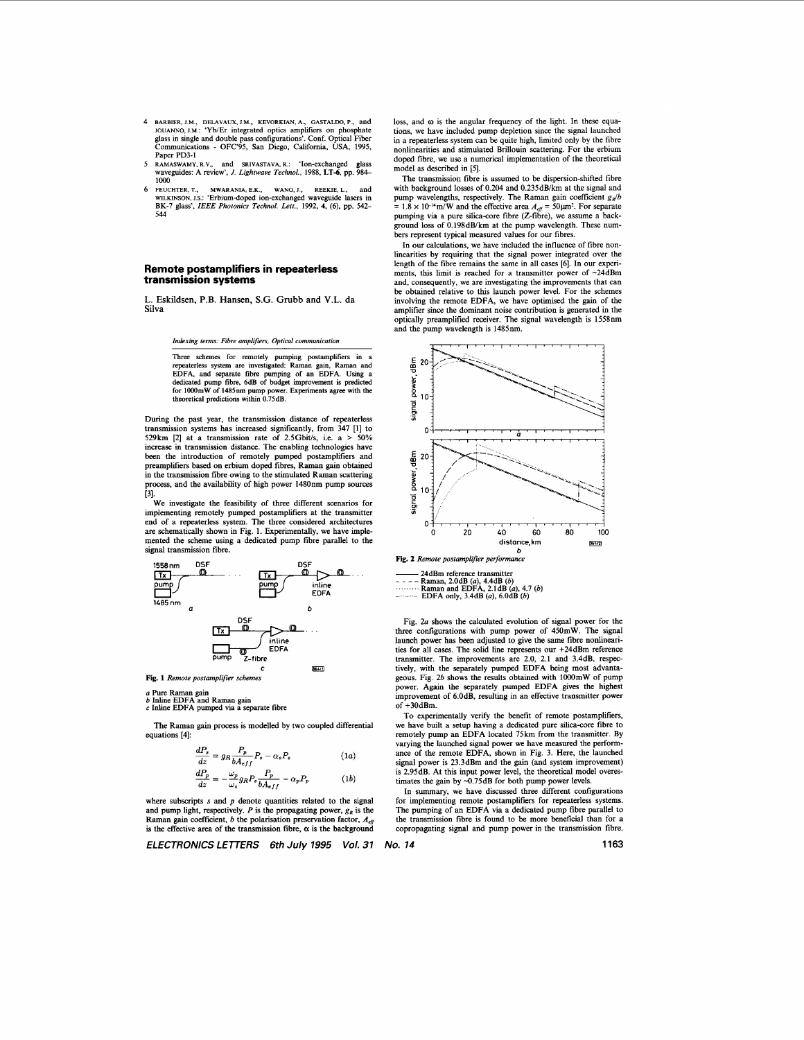4 BARBIER, J.M., DELAVAUX, J.M., KEVORKIAN, A., GASTALDO, P., and JOUANNO, J.M.: 'Yb/Er integrated optics amplifiers on phosphate glass in single and double pass configurations'. Conf. Optical Fiber Communications - OFC'95, San Diego, California, USA, 1995, Paper PD3-1

5 RAMASWAMY, R.V., and SRIVASTAVA, R.: 'Ion-exchanged glass waveguides: A review', *J. Lightwave Technol.*, 1988, **LT-6**, pp. 984–1000

6 FEUCHTER, T., MWARANIA, E.K., WANG, J., REEKIE, L., and WILKINSON, J.S.: 'Erbium-doped ion-exchanged waveguide lasers in BK-7 glass', *IEEE Photonics Technol. Lett.*, 1992, **4**, (6), pp. 542–544

## Remote postamplifiers in repeaterless transmission systems

L. Eskildsen, P.B. Hansen, S.G. Grubb and V.L. da Silva

*Indexing terms: Fibre amplifiers, Optical communication*

Three schemes for remotely pumping postamplifiers in a repeaterless system are investigated: Raman gain, Raman and EDFA, and separate fibre pumping of an EDFA. Using a dedicated pump fibre, 6dB of budget improvement is predicted for 1000mW of 1485nm pump power. Experiments agree with the theoretical predictions within 0.75dB.

During the past year, the transmission distance of repeaterless transmission systems has increased significantly, from 347 [1] to 529km [2] at a transmission rate of 2.5Gbit/s, i.e. a > 50% increase in transmission distance. The enabling technologies have been the introduction of remotely pumped postamplifiers and preamplifiers based on erbium doped fibres, Raman gain obtained in the transmission fibre owing to the stimulated Raman scattering process, and the availability of high power 1480nm pump sources [3].

We investigate the feasibility of three different scenarios for implementing remotely pumped postamplifiers at the transmitter end of a repeaterless system. The three considered architectures are schematically shown in Fig. 1. Experimentally, we have implemented the scheme using a dedicated pump fibre parallel to the signal transmission fibre.

1558nm DSF Tx pump 1485nm a
DSF Tx pump inline EDFA b
DSF Tx inline EDFA pump Z-fibre c

Fig. 1 *Remote postamplifier schemes*

*a* Pure Raman gain
*b* Inline EDFA and Raman gain
*c* Inline EDFA pumped via a separate fibre

The Raman gain process is modelled by two coupled differential equations [4]:

$$\frac{dP_s}{dz} = g_R \frac{P_p}{bA_{eff}} P_s - \alpha_s P_s \tag{1a}$$

$$\frac{dP_p}{dz} = -\frac{\omega_p}{\omega_s} g_R P_s \frac{P_p}{bA_{eff}} - \alpha_p P_p \tag{1b}$$

where subscripts *s* and *p* denote quantities related to the signal and pump light, respectively. *P* is the propagating power, $g_R$ is the Raman gain coefficient, *b* the polarisation preservation factor, $A_{eff}$ is the effective area of the transmission fibre, α is the background loss, and ω is the angular frequency of the light. In these equations, we have included pump depletion since the signal launched in a repeaterless system can be quite high, limited only by the fibre nonlinearities and stimulated Brillouin scattering. For the erbium doped fibre, we use a numerical implementation of the theoretical model as described in [5].

The transmission fibre is assumed to be dispersion-shifted fibre with background losses of 0.204 and 0.235dB/km at the signal and pump wavelengths, respectively. The Raman gain coefficient $g_R/b = 1.8 \times 10^{-14}$m/W and the effective area $A_{eff} = 50\mu m^2$. For separate pumping via a pure silica-core fibre (Z-fibre), we assume a background loss of 0.198dB/km at the pump wavelength. These numbers represent typical measured values for our fibres.

In our calculations, we have included the influence of fibre nonlinearities by requiring that the signal power integrated over the length of the fibre remains the same in all cases [6]. In our experiments, this limit is reached for a transmitter power of ~24dBm and, consequently, we are investigating the improvements that can be obtained relative to this launch power level. For the schemes involving the remote EDFA, we have optimised the gain of the amplifier since the dominant noise contribution is generated in the optically preamplified receiver. The signal wavelength is 1558nm and the pump wavelength is 1485nm.

signal power, dBm
20
10
0
a
signal power, dBm
20
10
0
0 20 40 60 80 100
distance, km
b

Fig. 2 *Remote postamplifier performance*

——— 24dBm reference transmitter
– – – – Raman, 2.0dB (*a*), 4.4dB (*b*)
·········· Raman and EDFA, 2.1dB (*a*), 4.7 (*b*)
–·–·– EDFA only, 3.4dB (*a*), 6.0dB (*b*)

Fig. 2*a* shows the calculated evolution of signal power for the three configurations with pump power of 450mW. The signal launch power has been adjusted to give the same fibre nonlinearities for all cases. The solid line represents our +24dBm reference transmitter. The improvements are 2.0, 2.1 and 3.4dB, respectively, with the separately pumped EDFA being most advantageous. Fig. 2*b* shows the results obtained with 1000mW of pump power. Again the separately pumped EDFA gives the highest improvement of 6.0dB, resulting in an effective transmitter power of +30dBm.

To experimentally verify the benefit of remote postamplifiers, we have built a setup having a dedicated pure silica-core fibre to remotely pump an EDFA located 75km from the transmitter. By varying the launched signal power we have measured the performance of the remote EDFA, shown in Fig. 3. Here, the launched signal power is 23.3dBm and the gain (and system improvement) is 2.95dB. At this input power level, the theoretical model overestimates the gain by ~0.75dB for both pump power levels.

In summary, we have discussed three different configurations for implementing remote postamplifiers for repeaterless systems. The pumping of an EDFA via a dedicated pump fibre parallel to the transmission fibre is found to be more beneficial than for a copropagating signal and pump power in the transmission fibre.